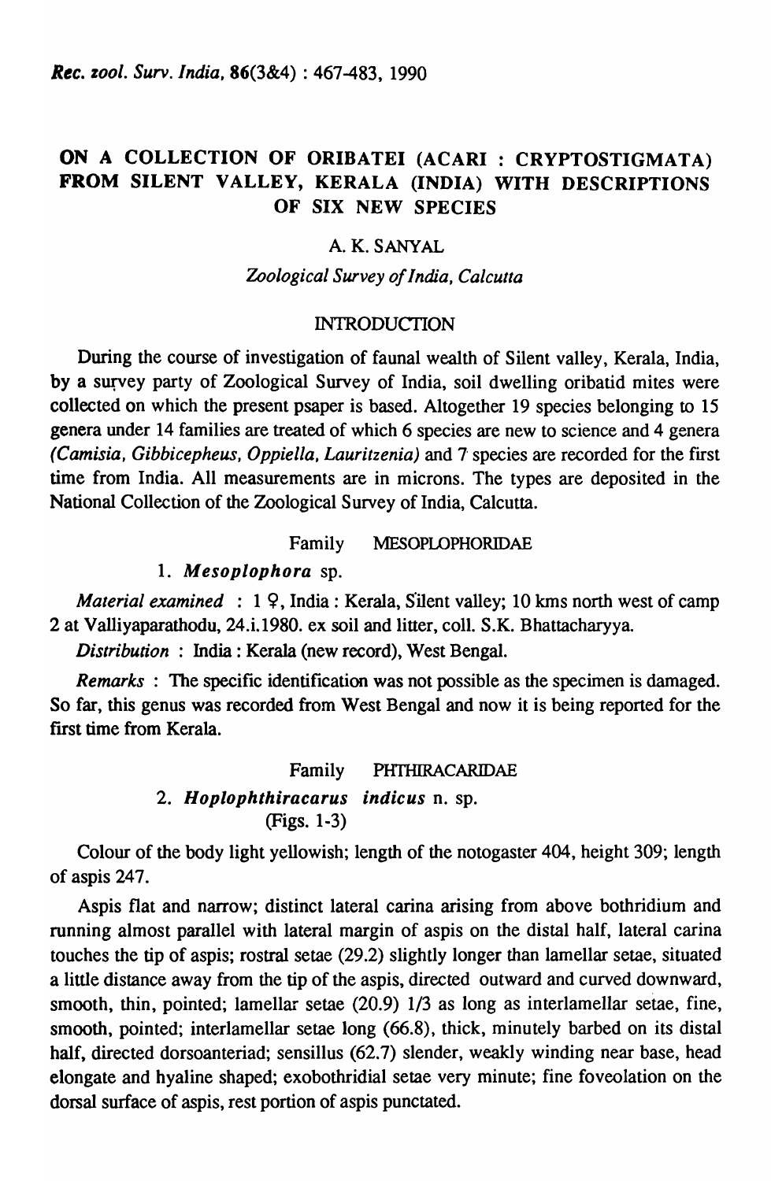# ON A COLLECTION OF ORIBATEI (ACARI : CRYPTOSTIGMATA) FROM SILENT VALLEY, KERALA (INDIA) WITH DESCRIPTIONS OF SIX NEW SPECIES

A. K. SANYAL

*Zoological Survey of India, Calcutta*

## INTRODUCTION

During the course of investigation of faunal wealth of Silent valley, Kerala, India, by a survey party of Zoological Survey of India, soil dwelling oribatid mites were collected on which the present psaper is based. Altogether 19 species belonging to 15 genera under 14 families are treated of which 6 species are new to science and 4 genera (*Camisia, Gibbicepheus, Oppiella, Lauritzenia*) and 7 species are recorded for the first time from India. All measurements are in microns. The types are deposited in the National Collection of the Zoological Survey of India, Calcutta.

### Family MESOPLOPHORIDAE

#### 1. *Mesoplophora* sp.

*Material examined* : 1 ♀, India : Kerala, Silent valley; 10 kms north west of camp 2 at Valliyaparathodu, 24.i.1980. ex soil and litter, coll. S.K. Bhattacharyya.

*Distribution* : India : Kerala (new record), West Bengal.

*Remarks* : The specific identification was not possible as the specimen is damaged. So far, this genus was recorded from West Bengal and now it is being reported for the first time from Kerala.

### Family PHTHIRACARIDAE

#### 2. *Hoplophthiracarus indicus* n. sp.

(Figs. 1-3)

Colour of the body light yellowish; length of the notogaster 404, height 309; length of aspis 247.

Aspis flat and narrow; distinct lateral carina arising from above bothridium and running almost parallel with lateral margin of aspis on the distal half, lateral carina touches the tip of aspis; rostral setae (29.2) slightly longer than lamellar setae, situated a little distance away from the tip of the aspis, directed outward and curved downward, smooth, thin, pointed; lamellar setae (20.9) 1/3 as long as interlamellar setae, fine, smooth, pointed; interlamellar setae long (66.8), thick, minutely barbed on its distal half, directed dorsoanteriad; sensillus (62.7) slender, weakly winding near base, head elongate and hyaline shaped; exobothridial setae very minute; fine foveolation on the dorsal surface of aspis, rest portion of aspis punctated.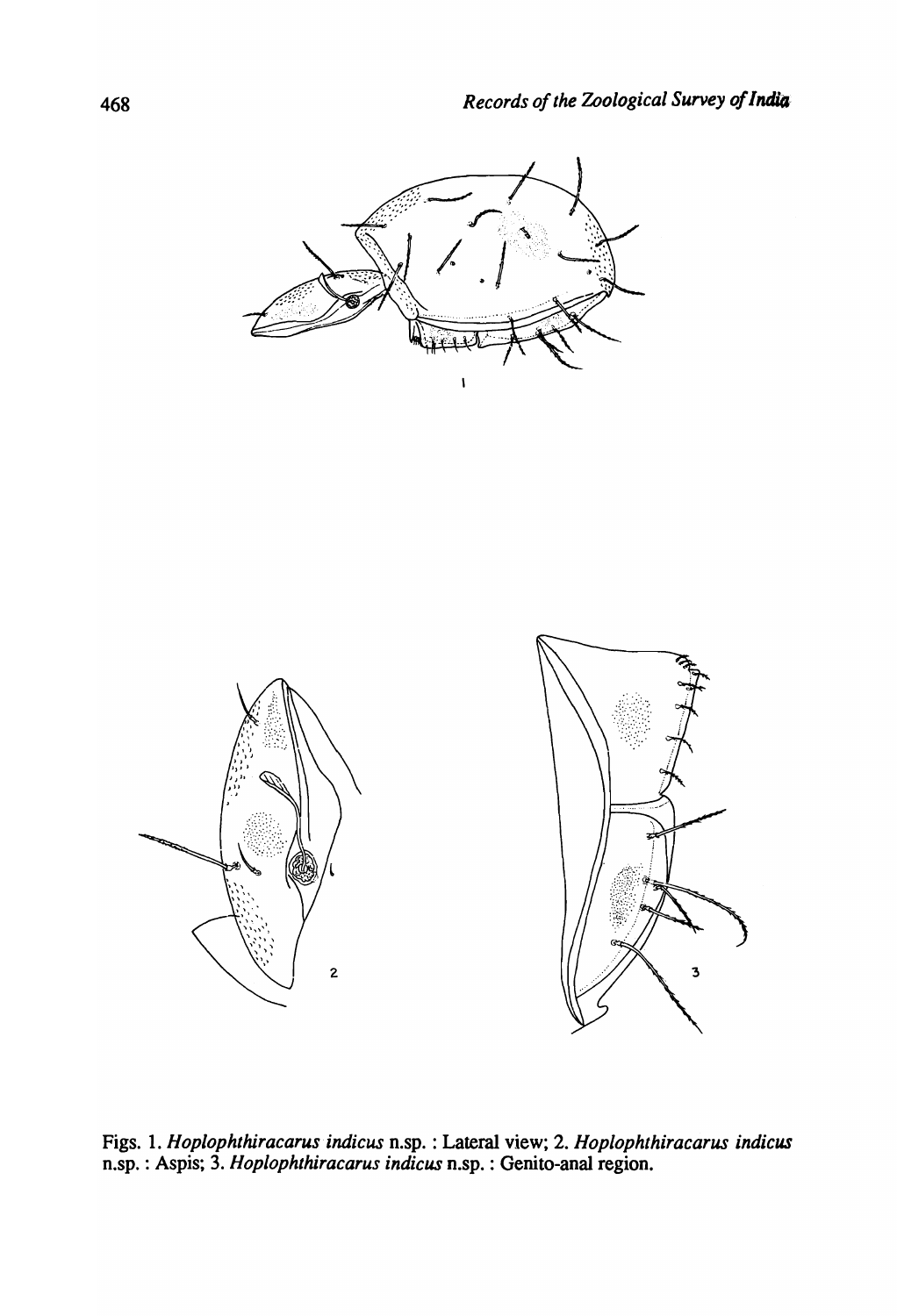Figs. 1. *Hoplophthiracarus indicus* n.sp. : Lateral view; 2. *Hoplophthiracarus indicus* n.sp. : Aspis; 3. *Hoplophthiracarus indicus* n.sp. : Genito-anal region.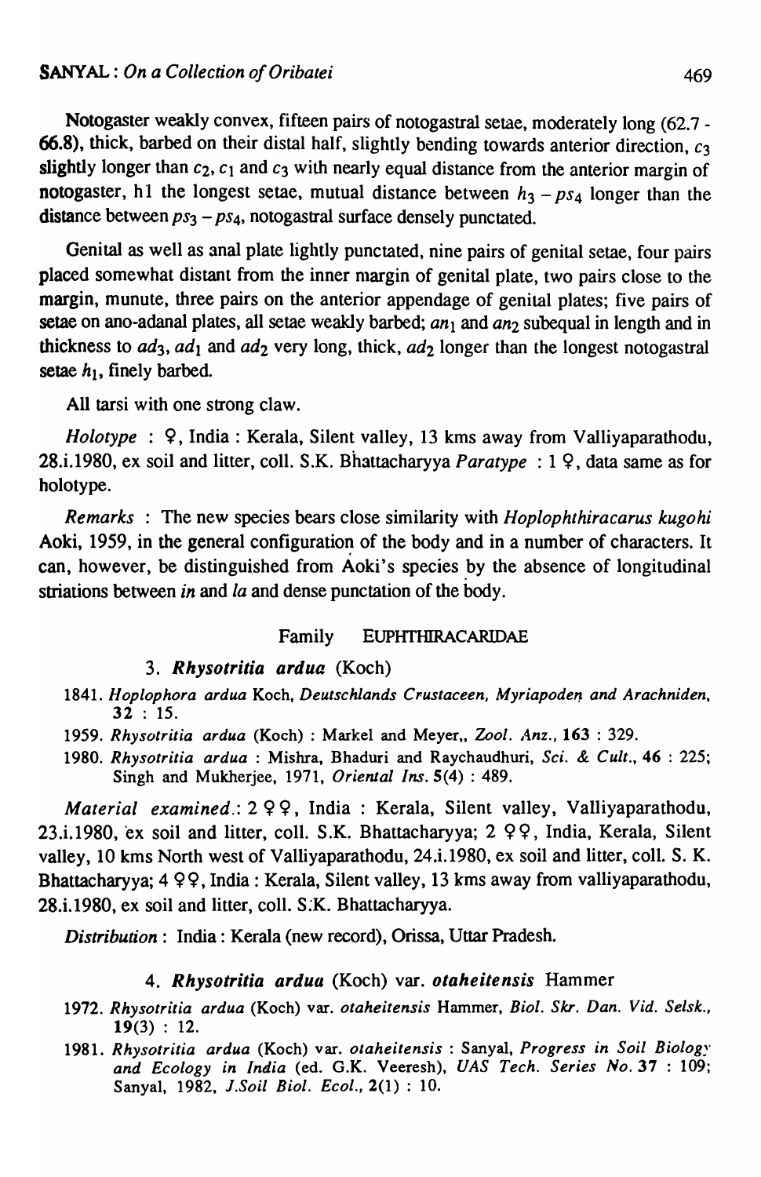Notogaster weakly convex, fifteen pairs of notogastral setae, moderately long (62.7 - 66.8), thick, barbed on their distal half, slightly bending towards anterior direction, $c_3$ slightly longer than $c_2$, $c_1$ and $c_3$ with nearly equal distance from the anterior margin of notogaster, h1 the longest setae, mutual distance between $h_3 - ps_4$ longer than the distance between $ps_3 - ps_4$, notogastral surface densely punctated.

Genital as well as anal plate lightly punctated, nine pairs of genital setae, four pairs placed somewhat distant from the inner margin of genital plate, two pairs close to the margin, munute, three pairs on the anterior appendage of genital plates; five pairs of setae on ano-adanal plates, all setae weakly barbed; $an_1$ and $an_2$ subequal in length and in thickness to $ad_3$, $ad_1$ and $ad_2$ very long, thick, $ad_2$ longer than the longest notogastral setae $h_1$, finely barbed.

All tarsi with one strong claw.

*Holotype* : ♀, India : Kerala, Silent valley, 13 kms away from Valliyaparathodu, 28.i.1980, ex soil and litter, coll. S.K. Bhattacharyya *Paratype* : 1 ♀, data same as for holotype.

*Remarks* : The new species bears close similarity with *Hoplophthiracarus kugohi* Aoki, 1959, in the general configuration of the body and in a number of characters. It can, however, be distinguished from Aoki's species by the absence of longitudinal striations between *in* and *la* and dense punctation of the body.

## Family EUPHTHIRACARIDAE

### 3. *Rhysotritia ardua* (Koch)

1841. *Hoplophora ardua* Koch, *Deutschlands Crustaceen, Myriapoden and Arachniden*, **32** : 15.

1959. *Rhysotritia ardua* (Koch) : Markel and Meyer,, *Zool. Anz.*, **163** : 329.

1980. *Rhysotritia ardua* : Mishra, Bhaduri and Raychaudhuri, *Sci. & Cult.*, **46** : 225; Singh and Mukherjee, 1971, *Oriental Ins.* **5**(4) : 489.

*Material examined*.: 2 ♀♀, India : Kerala, Silent valley, Valliyaparathodu, 23.i.1980, ex soil and litter, coll. S.K. Bhattacharyya; 2 ♀♀, India, Kerala, Silent valley, 10 kms North west of Valliyaparathodu, 24.i.1980, ex soil and litter, coll. S. K. Bhattacharyya; 4 ♀♀, India : Kerala, Silent valley, 13 kms away from valliyaparathodu, 28.i.1980, ex soil and litter, coll. S.K. Bhattacharyya.

*Distribution* : India : Kerala (new record), Orissa, Uttar Pradesh.

### 4. *Rhysotritia ardua* (Koch) var. *otaheitensis* Hammer

1972. *Rhysotritia ardua* (Koch) var. *otaheitensis* Hammer, *Biol. Skr. Dan. Vid. Selsk.*, **19**(3) : 12.

1981. *Rhysotritia ardua* (Koch) var. *otaheitensis* : Sanyal, *Progress in Soil Biology and Ecology in India* (ed. G.K. Veeresh), *UAS Tech. Series No.* **37** : 109; Sanyal, 1982, *J.Soil Biol. Ecol.*, **2**(1) : 10.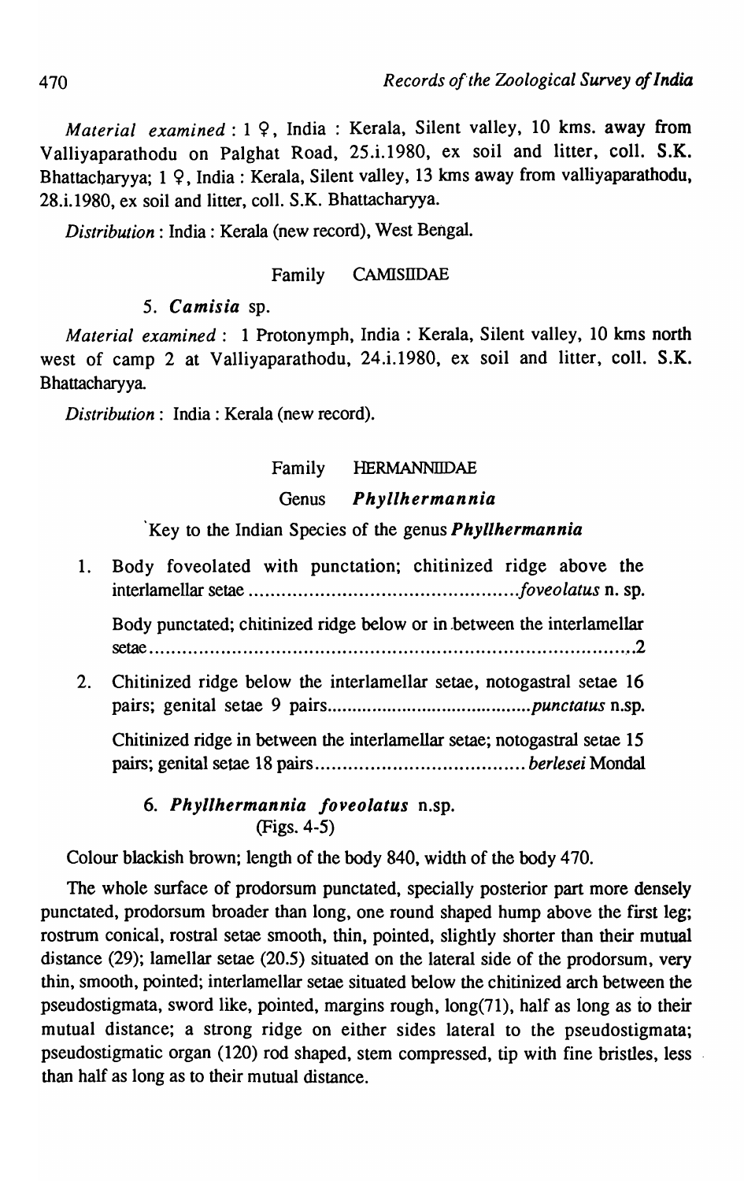*Material examined* : 1 ♀, India : Kerala, Silent valley, 10 kms. away from Valliyaparathodu on Palghat Road, 25.i.1980, ex soil and litter, coll. S.K. Bhattacharyya; 1 ♀, India : Kerala, Silent valley, 13 kms away from valliyaparathodu, 28.i.1980, ex soil and litter, coll. S.K. Bhattacharyya.

*Distribution* : India : Kerala (new record), West Bengal.

## Family CAMISIIDAE

### 5. *Camisia* sp.

*Material examined* : 1 Protonymph, India : Kerala, Silent valley, 10 kms north west of camp 2 at Valliyaparathodu, 24.i.1980, ex soil and litter, coll. S.K. Bhattacharyya.

*Distribution* : India : Kerala (new record).

## Family HERMANNIIDAE

### Genus *Phyllhermannia*

Key to the Indian Species of the genus ***Phyllhermannia***

1. Body foveolated with punctation; chitinized ridge above the interlamellar setae ............................................... *foveolatus* n. sp.

   Body punctated; chitinized ridge below or in between the interlamellar setae ............................................................................ 2

2. Chitinized ridge below the interlamellar setae, notogastral setae 16 pairs; genital setae 9 pairs ....................................... *punctatus* n.sp.

   Chitinized ridge in between the interlamellar setae; notogastral setae 15 pairs; genital setae 18 pairs ..................................... *berlesei* Mondal

### 6. *Phyllhermannia foveolatus* n.sp. (Figs. 4-5)

Colour blackish brown; length of the body 840, width of the body 470.

The whole surface of prodorsum punctated, specially posterior part more densely punctated, prodorsum broader than long, one round shaped hump above the first leg; rostrum conical, rostral setae smooth, thin, pointed, slightly shorter than their mutual distance (29); lamellar setae (20.5) situated on the lateral side of the prodorsum, very thin, smooth, pointed; interlamellar setae situated below the chitinized arch between the pseudostigmata, sword like, pointed, margins rough, long(71), half as long as to their mutual distance; a strong ridge on either sides lateral to the pseudostigmata; pseudostigmatic organ (120) rod shaped, stem compressed, tip with fine bristles, less than half as long as to their mutual distance.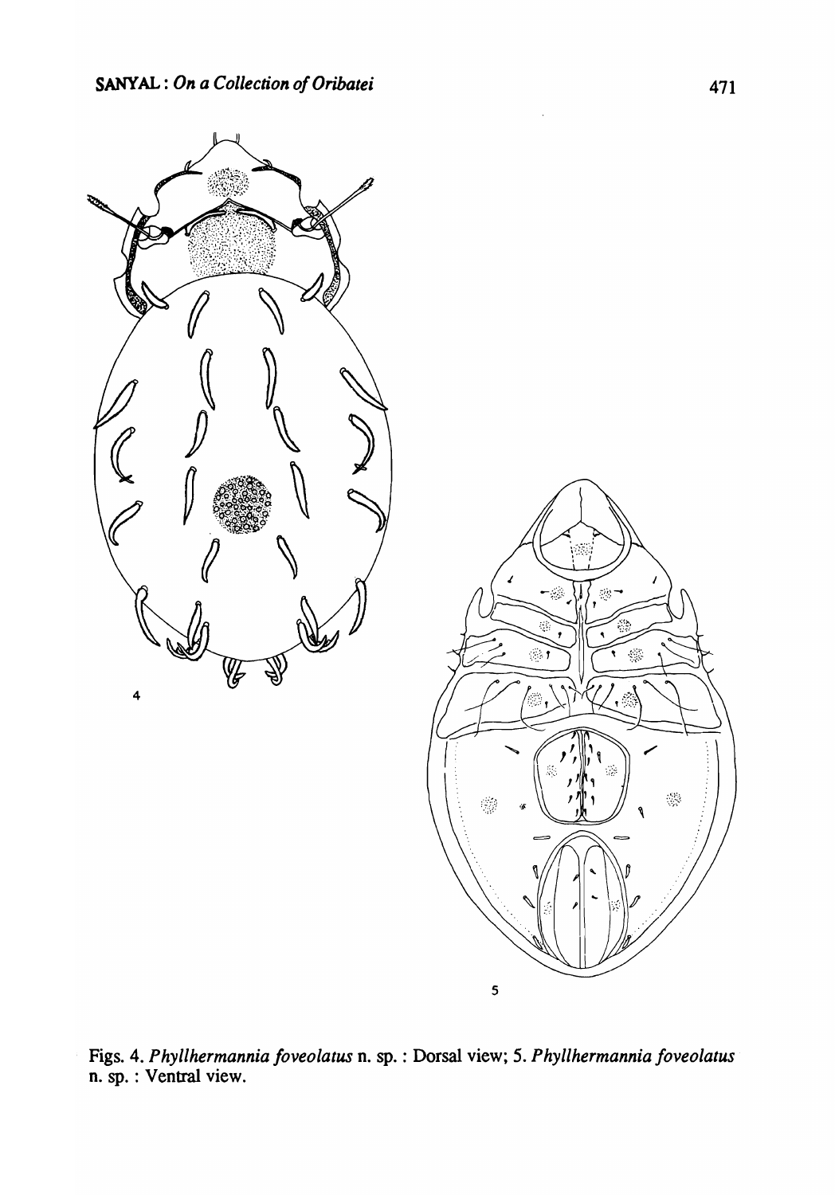Figs. 4. *Phyllhermannia foveolatus* n. sp. : Dorsal view; 5. *Phyllhermannia foveolatus* n. sp. : Ventral view.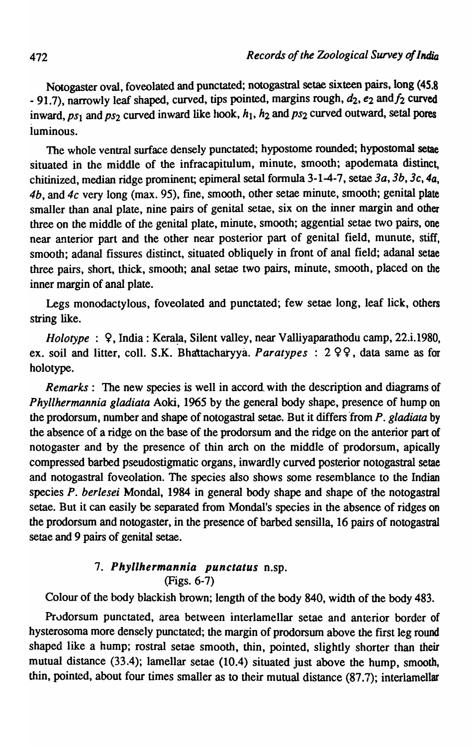Notogaster oval, foveolated and punctated; notogastral setae sixteen pairs, long (45.8 - 91.7), narrowly leaf shaped, curved, tips pointed, margins rough, $d_2$, $e_2$ and $f_2$ curved inward, $ps_1$ and $ps_2$ curved inward like hook, $h_1$, $h_2$ and $ps_2$ curved outward, setal pores luminous.

The whole ventral surface densely punctated; hypostome rounded; hypostomal setae situated in the middle of the infracapitulum, minute, smooth; apodemata distinct, chitinized, median ridge prominent; epimeral setal formula 3-1-4-7, setae *3a*, *3b*, *3c*, *4a*, *4b*, and *4c* very long (max. 95), fine, smooth, other setae minute, smooth; genital plate smaller than anal plate, nine pairs of genital setae, six on the inner margin and other three on the middle of the genital plate, minute, smooth; aggential setae two pairs, one near anterior part and the other near posterior part of genital field, munute, stiff, smooth; adanal fissures distinct, situated obliquely in front of anal field; adanal setae three pairs, short, thick, smooth; anal setae two pairs, minute, smooth, placed on the inner margin of anal plate.

Legs monodactylous, foveolated and punctated; few setae long, leaf lick, others string like.

*Holotype* : ♀, India : Kerala, Silent valley, near Valliyaparathodu camp, 22.i.1980, ex. soil and litter, coll. S.K. Bhattacharyya. *Paratypes* : 2 ♀♀, data same as for holotype.

*Remarks* : The new species is well in accord with the description and diagrams of *Phyllhermannia gladiata* Aoki, 1965 by the general body shape, presence of hump on the prodorsum, number and shape of notogastral setae. But it differs from *P. gladiata* by the absence of a ridge on the base of the prodorsum and the ridge on the anterior part of notogaster and by the presence of thin arch on the middle of prodorsum, apically compressed barbed pseudostigmatic organs, inwardly curved posterior notogastral setae and notogastral foveolation. The species also shows some resemblance to the Indian species *P. berlesei* Mondal, 1984 in general body shape and shape of the notogastral setae. But it can easily be separated from Mondal's species in the absence of ridges on the prodorsum and notogaster, in the presence of barbed sensilla, 16 pairs of notogastral setae and 9 pairs of genital setae.

### 7. *Phyllhermannia punctatus* n.sp.

(Figs. 6-7)

Colour of the body blackish brown; length of the body 840, width of the body 483.

Prodorsum punctated, area between interlamellar setae and anterior border of hysterosoma more densely punctated; the margin of prodorsum above the first leg round shaped like a hump; rostral setae smooth, thin, pointed, slightly shorter than their mutual distance (33.4); lamellar setae (10.4) situated just above the hump, smooth, thin, pointed, about four times smaller as to their mutual distance (87.7); interlamellar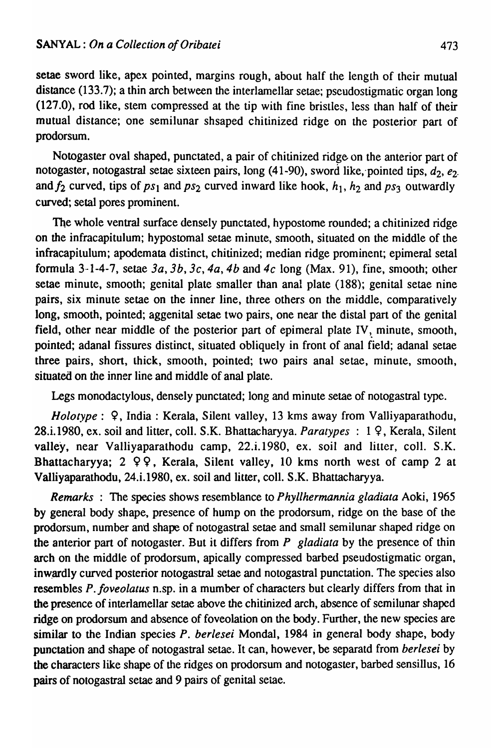setae sword like, apex pointed, margins rough, about half the length of their mutual distance (133.7); a thin arch between the interlamellar setae; pseudostigmatic organ long (127.0), rod like, stem compressed at the tip with fine bristles, less than half of their mutual distance; one semilunar shsaped chitinized ridge on the posterior part of prodorsum.

Notogaster oval shaped, punctated, a pair of chitinized ridge on the anterior part of notogaster, notogastral setae sixteen pairs, long (41-90), sword like, pointed tips, $d_2$, $e_2$ and $f_2$ curved, tips of $ps_1$ and $ps_2$ curved inward like hook, $h_1$, $h_2$ and $ps_3$ outwardly curved; setal pores prominent.

The whole ventral surface densely punctated, hypostome rounded; a chitinized ridge on the infracapitulum; hypostomal setae minute, smooth, situated on the middle of the infracapitulum; apodemata distinct, chitinized; median ridge prominent; epimeral setal formula 3-1-4-7, setae *3a*, *3b*, *3c*, *4a*, *4b* and *4c* long (Max. 91), fine, smooth; other setae minute, smooth; genital plate smaller than anal plate (188); genital setae nine pairs, six minute setae on the inner line, three others on the middle, comparatively long, smooth, pointed; aggenital setae two pairs, one near the distal part of the genital field, other near middle of the posterior part of epimeral plate IV, minute, smooth, pointed; adanal fissures distinct, situated obliquely in front of anal field; adanal setae three pairs, short, thick, smooth, pointed; two pairs anal setae, minute, smooth, situated on the inner line and middle of anal plate.

Legs monodactylous, densely punctated; long and minute setae of notogastral type.

*Holotype* : ♀, India : Kerala, Silent valley, 13 kms away from Valliyaparathodu, 28.i.1980, ex. soil and litter, coll. S.K. Bhattacharyya. *Paratypes* : 1 ♀, Kerala, Silent valley, near Valliyaparathodu camp, 22.i.1980, ex. soil and litter, coll. S.K. Bhattacharyya; 2 ♀♀, Kerala, Silent valley, 10 kms north west of camp 2 at Valliyaparathodu, 24.i.1980, ex. soil and litter, coll. S.K. Bhattacharyya.

*Remarks* : The species shows resemblance to *Phyllhermannia gladiata* Aoki, 1965 by general body shape, presence of hump on the prodorsum, ridge on the base of the prodorsum, number and shape of notogastral setae and small semilunar shaped ridge on the anterior part of notogaster. But it differs from *P gladiata* by the presence of thin arch on the middle of prodorsum, apically compressed barbed pseudostigmatic organ, inwardly curved posterior notogastral setae and notogastral punctation. The species also resembles *P. foveolatus* n.sp. in a mumber of characters but clearly differs from that in the presence of interlamellar setae above the chitinized arch, absence of semilunar shaped ridge on prodorsum and absence of foveolation on the body. Further, the new species are similar to the Indian species *P. berlesei* Mondal, 1984 in general body shape, body punctation and shape of notogastral setae. It can, however, be separatd from *berlesei* by the characters like shape of the ridges on prodorsum and notogaster, barbed sensillus, 16 pairs of notogastral setae and 9 pairs of genital setae.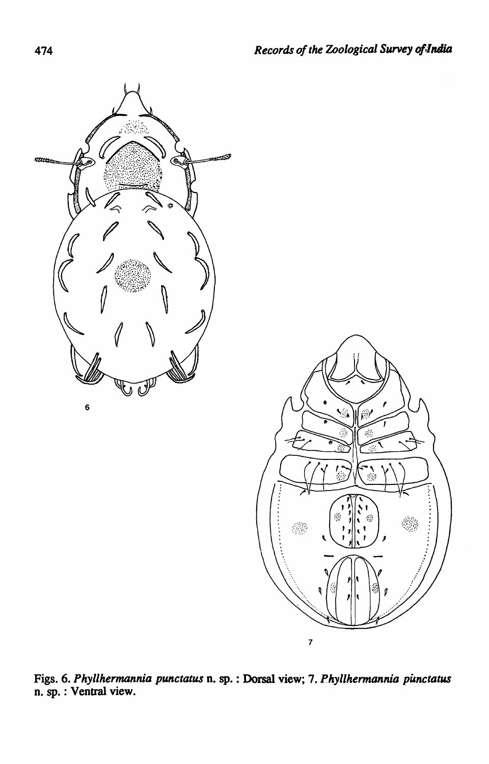Figs. 6. *Phyllhermannia punctatus* n. sp. : Dorsal view; 7. *Phyllhermannia punctatus* n. sp. : Ventral view.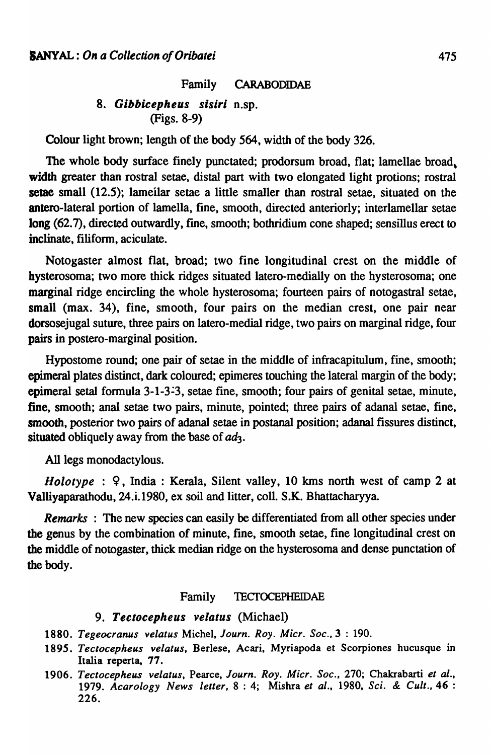Family CARABODIDAE

### 8. *Gibbicepheus sisiri* n.sp.

(Figs. 8-9)

Colour light brown; length of the body 564, width of the body 326.

The whole body surface finely punctated; prodorsum broad, flat; lamellae broad, width greater than rostral setae, distal part with two elongated light protions; rostral setae small (12.5); lamellar setae a little smaller than rostral setae, situated on the antero-lateral portion of lamella, fine, smooth, directed anteriorly; interlamellar setae long (62.7), directed outwardly, fine, smooth; bothridium cone shaped; sensillus erect to inclinate, filiform, aciculate.

Notogaster almost flat, broad; two fine longitudinal crest on the middle of hysterosoma; two more thick ridges situated latero-medially on the hysterosoma; one marginal ridge encircling the whole hysterosoma; fourteen pairs of notogastral setae, small (max. 34), fine, smooth, four pairs on the median crest, one pair near dorsosejugal suture, three pairs on latero-medial ridge, two pairs on marginal ridge, four pairs in postero-marginal position.

Hypostome round; one pair of setae in the middle of infracapitulum, fine, smooth; epimeral plates distinct, dark coloured; epimeres touching the lateral margin of the body; epimeral setal formula 3-1-3-3, setae fine, smooth; four pairs of genital setae, minute, fine, smooth; anal setae two pairs, minute, pointed; three pairs of adanal setae, fine, smooth, posterior two pairs of adanal setae in postanal position; adanal fissures distinct, situated obliquely away from the base of $ad_3$.

All legs monodactylous.

*Holotype* : ♀, India : Kerala, Silent valley, 10 kms north west of camp 2 at Valliyaparathodu, 24.i.1980, ex soil and litter, coll. S.K. Bhattacharyya.

*Remarks* : The new species can easily be differentiated from all other species under the genus by the combination of minute, fine, smooth setae, fine longitudinal crest on the middle of notogaster, thick median ridge on the hysterosoma and dense punctation of the body.

Family TECTOCEPHEIDAE

### 9. *Tectocepheus velatus* (Michael)

1880. *Tegeocranus velatus* Michel, *Journ. Roy. Micr. Soc.*, **3** : 190.

1895. *Tectocepheus velatus*, Berlese, Acari, Myriapoda et Scorpiones hucusque in Italia reperta, 77.

1906. *Tectocepheus velatus*, Pearce, *Journ. Roy. Micr. Soc.*, 270; Chakrabarti *et al.*, 1979. *Acarology News letter*, **8** : 4; Mishra *et al.*, 1980, *Sci. & Cult.*, **46** : 226.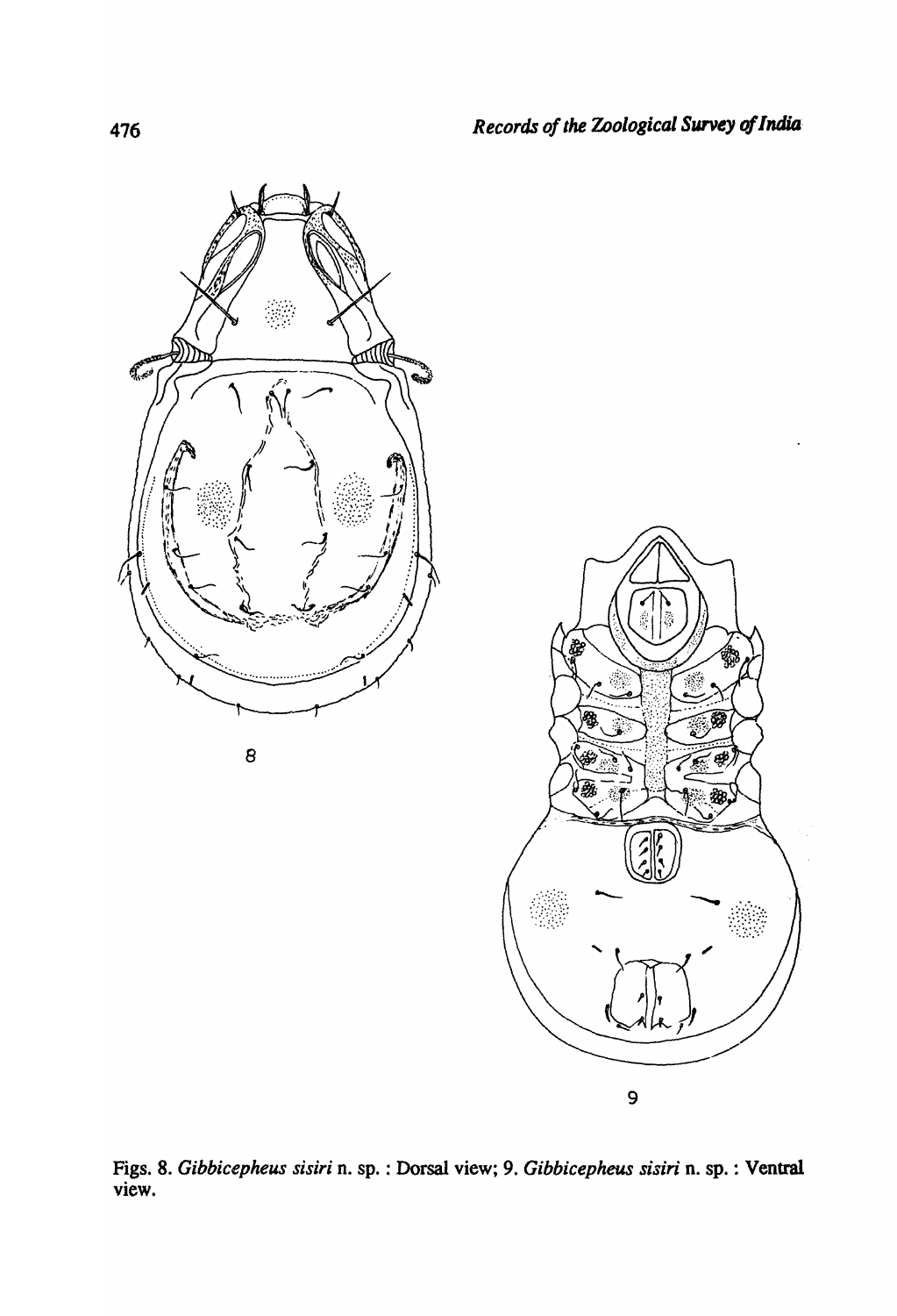Figs. 8. *Gibbicepheus sisiri* n. sp. : Dorsal view; 9. *Gibbicepheus sisiri* n. sp. : Ventral view.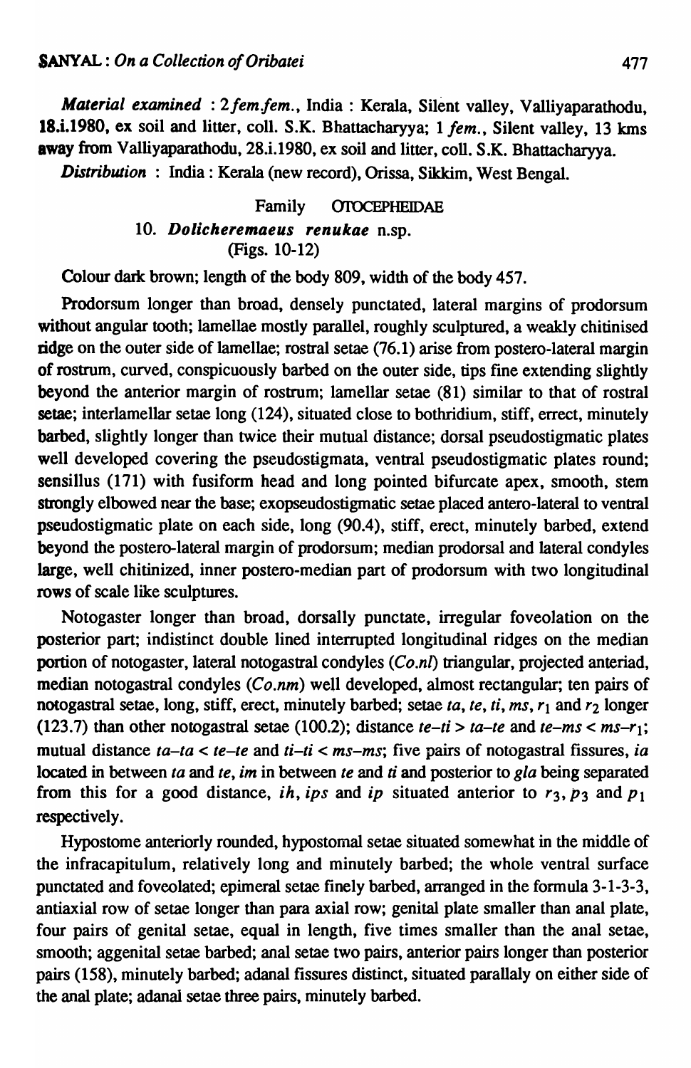*Material examined* : 2 *fem.fem.*, India : Kerala, Silent valley, Valliyaparathodu, 18.i.1980, ex soil and litter, coll. S.K. Bhattacharyya; 1 *fem.*, Silent valley, 13 kms away from Valliyaparathodu, 28.i.1980, ex soil and litter, coll. S.K. Bhattacharyya.

*Distribution* : India : Kerala (new record), Orissa, Sikkim, West Bengal.

Family OTOCEPHEIDAE

### 10. ***Dolicheremaeus renukae*** n.sp.

(Figs. 10-12)

Colour dark brown; length of the body 809, width of the body 457.

Prodorsum longer than broad, densely punctated, lateral margins of prodorsum without angular tooth; lamellae mostly parallel, roughly sculptured, a weakly chitinised ridge on the outer side of lamellae; rostral setae (76.1) arise from postero-lateral margin of rostrum, curved, conspicuously barbed on the outer side, tips fine extending slightly beyond the anterior margin of rostrum; lamellar setae (81) similar to that of rostral setae; interlamellar setae long (124), situated close to bothridium, stiff, errect, minutely barbed, slightly longer than twice their mutual distance; dorsal pseudostigmatic plates well developed covering the pseudostigmata, ventral pseudostigmatic plates round; sensillus (171) with fusiform head and long pointed bifurcate apex, smooth, stem strongly elbowed near the base; exopseudostigmatic setae placed antero-lateral to ventral pseudostigmatic plate on each side, long (90.4), stiff, erect, minutely barbed, extend beyond the postero-lateral margin of prodorsum; median prodorsal and lateral condyles large, well chitinized, inner postero-median part of prodorsum with two longitudinal rows of scale like sculptures.

Notogaster longer than broad, dorsally punctate, irregular foveolation on the posterior part; indistinct double lined interrupted longitudinal ridges on the median portion of notogaster, lateral notogastral condyles (*Co.nl*) triangular, projected anteriad, median notogastral condyles (*Co.nm*) well developed, almost rectangular; ten pairs of notogastral setae, long, stiff, erect, minutely barbed; setae *ta*, *te*, *ti*, *ms*, $r_1$ and $r_2$ longer (123.7) than other notogastral setae (100.2); distance *te–ti* > *ta–te* and *te–ms* < *ms–*$r_1$; mutual distance *ta–ta* < *te–te* and *ti–ti* < *ms–ms*; five pairs of notogastral fissures, *ia* located in between *ta* and *te*, *im* in between *te* and *ti* and posterior to *gla* being separated from this for a good distance, *ih*, *ips* and *ip* situated anterior to $r_3$, $p_3$ and $p_1$ respectively.

Hypostome anteriorly rounded, hypostomal setae situated somewhat in the middle of the infracapitulum, relatively long and minutely barbed; the whole ventral surface punctated and foveolated; epimeral setae finely barbed, arranged in the formula 3-1-3-3, antiaxial row of setae longer than para axial row; genital plate smaller than anal plate, four pairs of genital setae, equal in length, five times smaller than the anal setae, smooth; aggenital setae barbed; anal setae two pairs, anterior pairs longer than posterior pairs (158), minutely barbed; adanal fissures distinct, situated parallaly on either side of the anal plate; adanal setae three pairs, minutely barbed.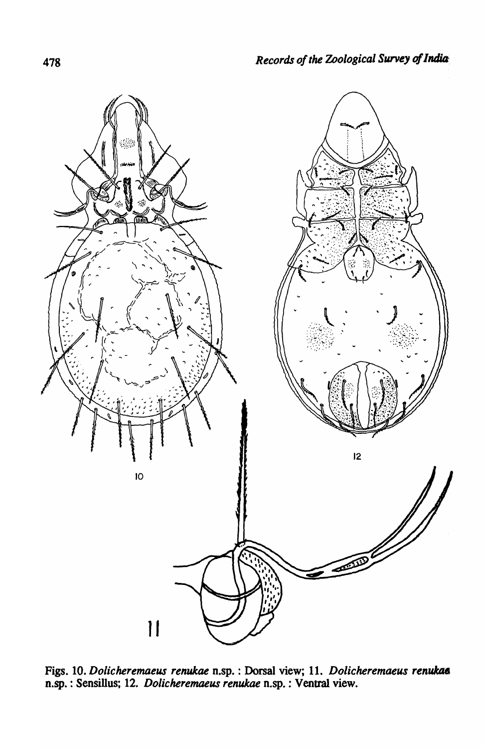Figs. 10. *Dolicheremaeus renukae* n.sp. : Dorsal view; 11. *Dolicheremaeus renukae* n.sp. : Sensillus; 12. *Dolicheremaeus renukae* n.sp. : Ventral view.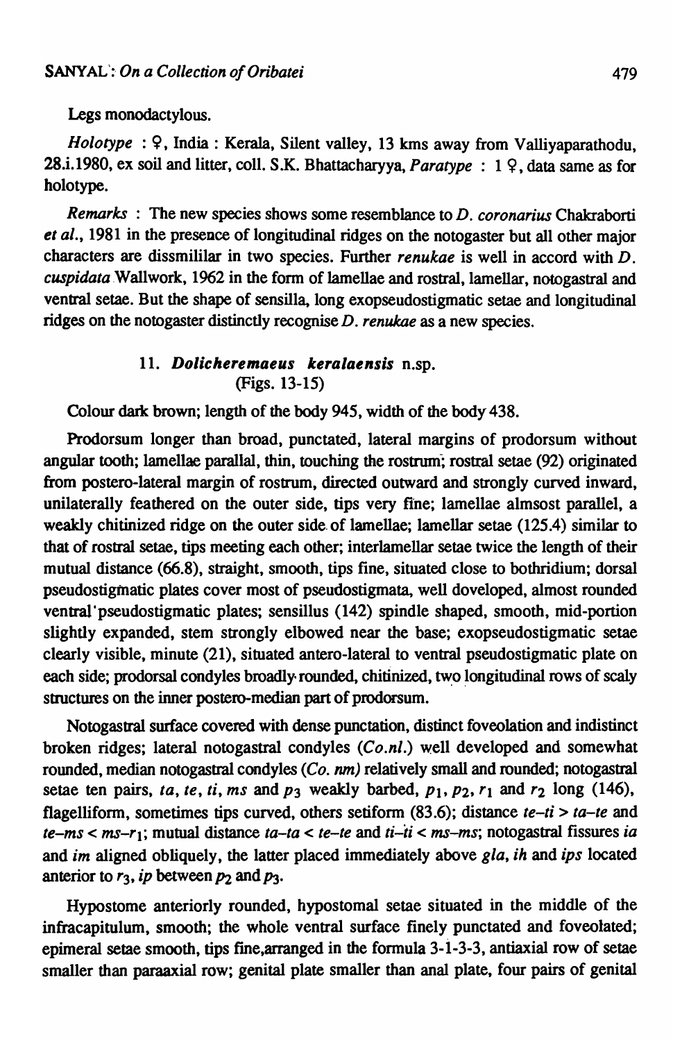Legs monodactylous.

*Holotype* : ♀, India : Kerala, Silent valley, 13 kms away from Valliyaparathodu, 28.i.1980, ex soil and litter, coll. S.K. Bhattacharyya, *Paratype* : 1 ♀, data same as for holotype.

*Remarks* : The new species shows some resemblance to *D. coronarius* Chakraborti *et al.*, 1981 in the presence of longitudinal ridges on the notogaster but all other major characters are dissmililar in two species. Further *renukae* is well in accord with *D. cuspidata* Wallwork, 1962 in the form of lamellae and rostral, lamellar, notogastral and ventral setae. But the shape of sensilla, long exopseudostigmatic setae and longitudinal ridges on the notogaster distinctly recognise *D. renukae* as a new species.

### 11. ***Dolicheremaeus keralaensis*** n.sp.
(Figs. 13-15)

Colour dark brown; length of the body 945, width of the body 438.

Prodorsum longer than broad, punctated, lateral margins of prodorsum without angular tooth; lamellae parallal, thin, touching the rostrum; rostral setae (92) originated from postero-lateral margin of rostrum, directed outward and strongly curved inward, unilaterally feathered on the outer side, tips very fine; lamellae almsost parallel, a weakly chitinized ridge on the outer side of lamellae; lamellar setae (125.4) similar to that of rostral setae, tips meeting each other; interlamellar setae twice the length of their mutual distance (66.8), straight, smooth, tips fine, situated close to bothridium; dorsal pseudostigmatic plates cover most of pseudostigmata, well doveloped, almost rounded ventral pseudostigmatic plates; sensillus (142) spindle shaped, smooth, mid-portion slightly expanded, stem strongly elbowed near the base; exopseudostigmatic setae clearly visible, minute (21), situated antero-lateral to ventral pseudostigmatic plate on each side; prodorsal condyles broadly rounded, chitinized, two longitudinal rows of scaly structures on the inner postero-median part of prodorsum.

Notogastral surface covered with dense punctation, distinct foveolation and indistinct broken ridges; lateral notogastral condyles (*Co.nl.*) well developed and somewhat rounded, median notogastral condyles (*Co. nm*) relatively small and rounded; notogastral setae ten pairs, *ta*, *te*, *ti*, *ms* and $p_3$ weakly barbed, $p_1$, $p_2$, $r_1$ and $r_2$ long (146), flagelliform, sometimes tips curved, others setiform (83.6); distance *te–ti* > *ta–te* and *te–ms* < *ms*–$r_1$; mutual distance *ta–ta* < *te–te* and *ti–ti* < *ms–ms*; notogastral fissures *ia* and *im* aligned obliquely, the latter placed immediately above *gla*, *ih* and *ips* located anterior to $r_3$, *ip* between $p_2$ and $p_3$.

Hypostome anteriorly rounded, hypostomal setae situated in the middle of the infracapitulum, smooth; the whole ventral surface finely punctated and foveolated; epimeral setae smooth, tips fine,arranged in the formula 3-1-3-3, antiaxial row of setae smaller than paraaxial row; genital plate smaller than anal plate, four pairs of genital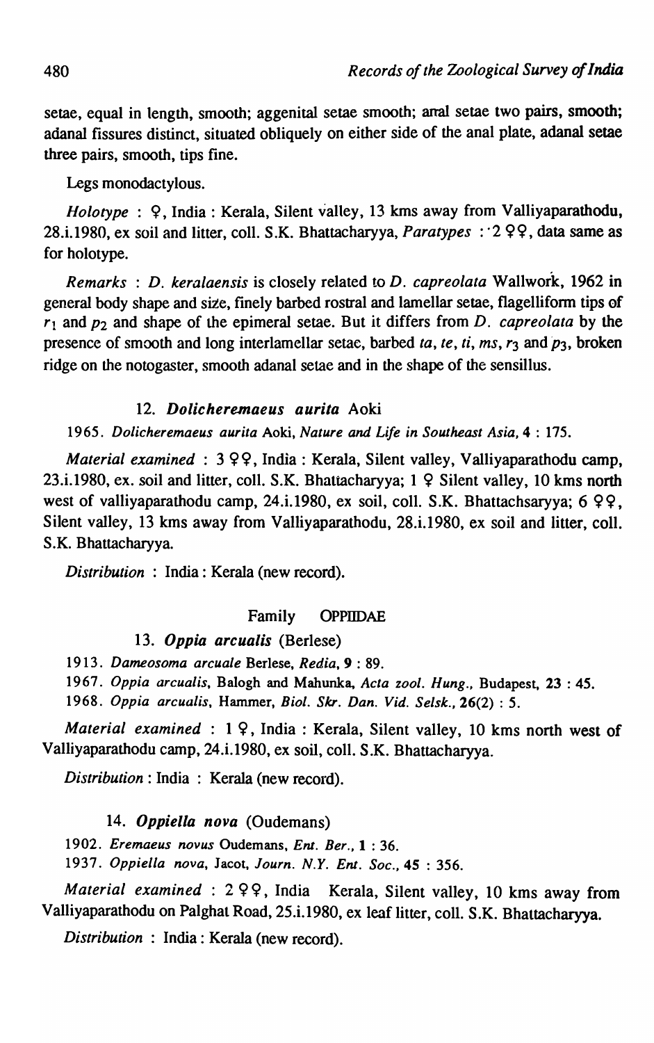setae, equal in length, smooth; aggenital setae smooth; anal setae two pairs, smooth; adanal fissures distinct, situated obliquely on either side of the anal plate, adanal setae three pairs, smooth, tips fine.

Legs monodactylous.

*Holotype* : ♀, India : Kerala, Silent valley, 13 kms away from Valliyaparathodu, 28.i.1980, ex soil and litter, coll. S.K. Bhattacharyya, *Paratypes* : 2 ♀♀, data same as for holotype.

*Remarks* : *D. keralaensis* is closely related to *D. capreolata* Wallwork, 1962 in general body shape and size, finely barbed rostral and lamellar setae, flagelliform tips of $r_1$ and $p_2$ and shape of the epimeral setae. But it differs from *D. capreolata* by the presence of smooth and long interlamellar setae, barbed *ta*, *te*, *ti*, *ms*, $r_3$ and $p_3$, broken ridge on the notogaster, smooth adanal setae and in the shape of the sensillus.

### 12. *Dolicheremaeus aurita* Aoki

1965. *Dolicheremaeus aurita* Aoki, *Nature and Life in Southeast Asia*, **4** : 175.

*Material examined* : 3 ♀♀, India : Kerala, Silent valley, Valliyaparathodu camp, 23.i.1980, ex. soil and litter, coll. S.K. Bhattacharyya; 1 ♀ Silent valley, 10 kms north west of valliyaparathodu camp, 24.i.1980, ex soil, coll. S.K. Bhattachsaryya; 6 ♀♀, Silent valley, 13 kms away from Valliyaparathodu, 28.i.1980, ex soil and litter, coll. S.K. Bhattacharyya.

*Distribution* : India : Kerala (new record).

## Family OPPIIDAE

### 13. *Oppia arcualis* (Berlese)

1913. *Dameosoma arcuale* Berlese, *Redia*, **9** : 89.

1967. *Oppia arcualis*, Balogh and Mahunka, *Acta zool. Hung.*, Budapest, **23** : 45.

1968. *Oppia arcualis*, Hammer, *Biol. Skr. Dan. Vid. Selsk.*, **26**(2) : 5.

*Material examined* : 1 ♀, India : Kerala, Silent valley, 10 kms north west of Valliyaparathodu camp, 24.i.1980, ex soil, coll. S.K. Bhattacharyya.

*Distribution* : India : Kerala (new record).

### 14. *Oppiella nova* (Oudemans)

1902. *Eremaeus novus* Oudemans, *Ent. Ber.*, **1** : 36.

1937. *Oppiella nova*, Jacot, *Journ. N.Y. Ent. Soc.*, **45** : 356.

*Material examined* : 2 ♀♀, India Kerala, Silent valley, 10 kms away from Valliyaparathodu on Palghat Road, 25.i.1980, ex leaf litter, coll. S.K. Bhattacharyya.

*Distribution* : India : Kerala (new record).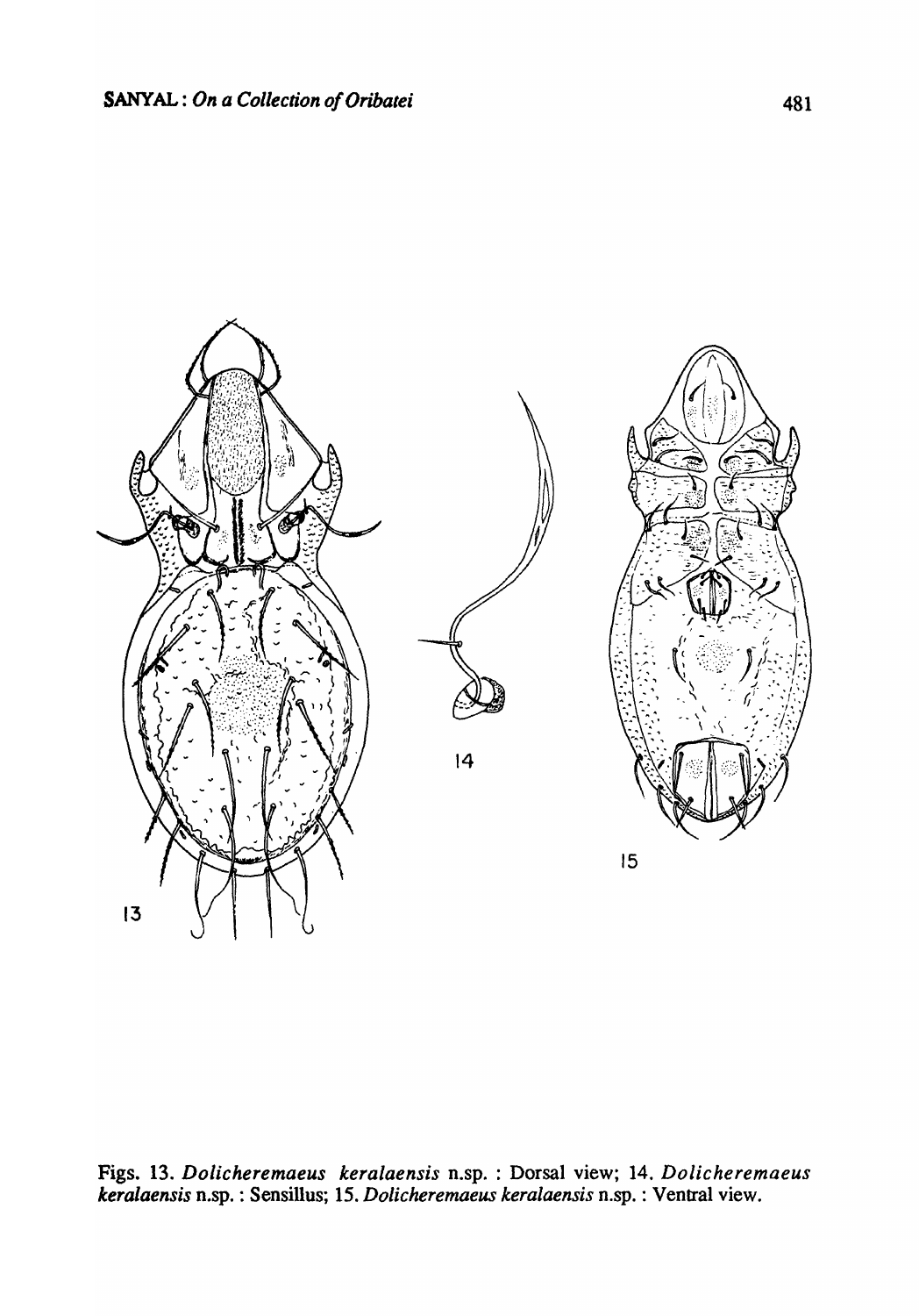Figs. 13. *Dolicheremaeus keralaensis* n.sp. : Dorsal view; 14. *Dolicheremaeus keralaensis* n.sp. : Sensillus; 15. *Dolicheremaeus keralaensis* n.sp. : Ventral view.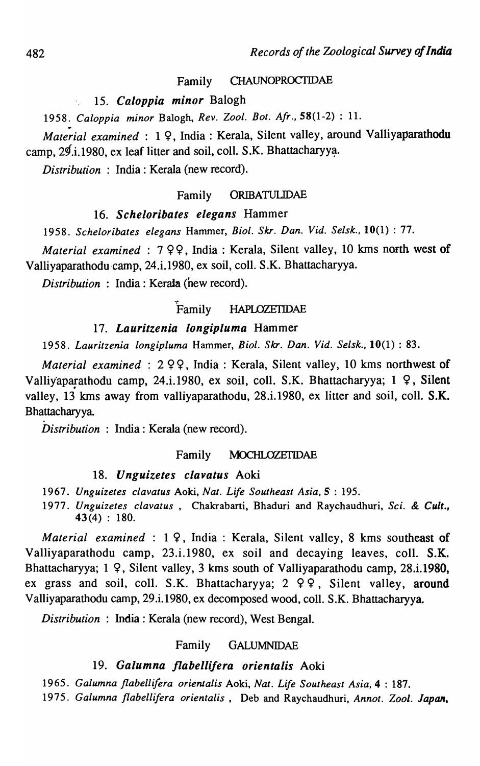Family CHAUNOPROCTIDAE

### 15. *Caloppia minor* Balogh

1958. *Caloppia minor* Balogh, *Rev. Zool. Bot. Afr.*, **58**(1-2) : 11.

*Material examined* : 1 ♀, India : Kerala, Silent valley, around Valliyaparathodu camp, 29.i.1980, ex leaf litter and soil, coll. S.K. Bhattacharyya.

*Distribution* : India : Kerala (new record).

Family ORIBATULIDAE

### 16. *Scheloribates elegans* Hammer

1958. *Scheloribates elegans* Hammer, *Biol. Skr. Dan. Vid. Selsk.*, **10**(1) : 77.

*Material examined* : 7 ♀♀, India : Kerala, Silent valley, 10 kms north west of Valliyaparathodu camp, 24.i.1980, ex soil, coll. S.K. Bhattacharyya.

*Distribution* : India : Kerala (new record).

Family HAPLOZETIDAE

### 17. *Lauritzenia longipluma* Hammer

1958. *Lauritzenia longipluma* Hammer, *Biol. Skr. Dan. Vid. Selsk.*, **10**(1) : 83.

*Material examined* : 2 ♀♀, India : Kerala, Silent valley, 10 kms northwest of Valliyaparathodu camp, 24.i.1980, ex soil, coll. S.K. Bhattacharyya; 1 ♀, Silent valley, 13 kms away from valliyaparathodu, 28.i.1980, ex litter and soil, coll. S.K. Bhattacharyya.

*Distribution* : India : Kerala (new record).

Family MOCHLOZETIDAE

### 18. *Unguizetes clavatus* Aoki

1967. *Unguizetes clavatus* Aoki, *Nat. Life Southeast Asia*, **5** : 195.

1977. *Unguizetes clavatus* , Chakrabarti, Bhaduri and Raychaudhuri, *Sci. & Cult.*, **43**(4) : 180.

*Material examined* : 1 ♀, India : Kerala, Silent valley, 8 kms southeast of Valliyaparathodu camp, 23.i.1980, ex soil and decaying leaves, coll. S.K. Bhattacharyya; 1 ♀, Silent valley, 3 kms south of Valliyaparathodu camp, 28.i.1980, ex grass and soil, coll. S.K. Bhattacharyya; 2 ♀♀, Silent valley, around Valliyaparathodu camp, 29.i.1980, ex decomposed wood, coll. S.K. Bhattacharyya.

*Distribution* : India : Kerala (new record), West Bengal.

Family GALUMNIDAE

### 19. *Galumna flabellifera orientalis* Aoki

1965. *Galumna flabellifera orientalis* Aoki, *Nat. Life Southeast Asia*, **4** : 187.

1975. *Galumna flabellifera orientalis* , Deb and Raychaudhuri, *Annot. Zool. Japan*,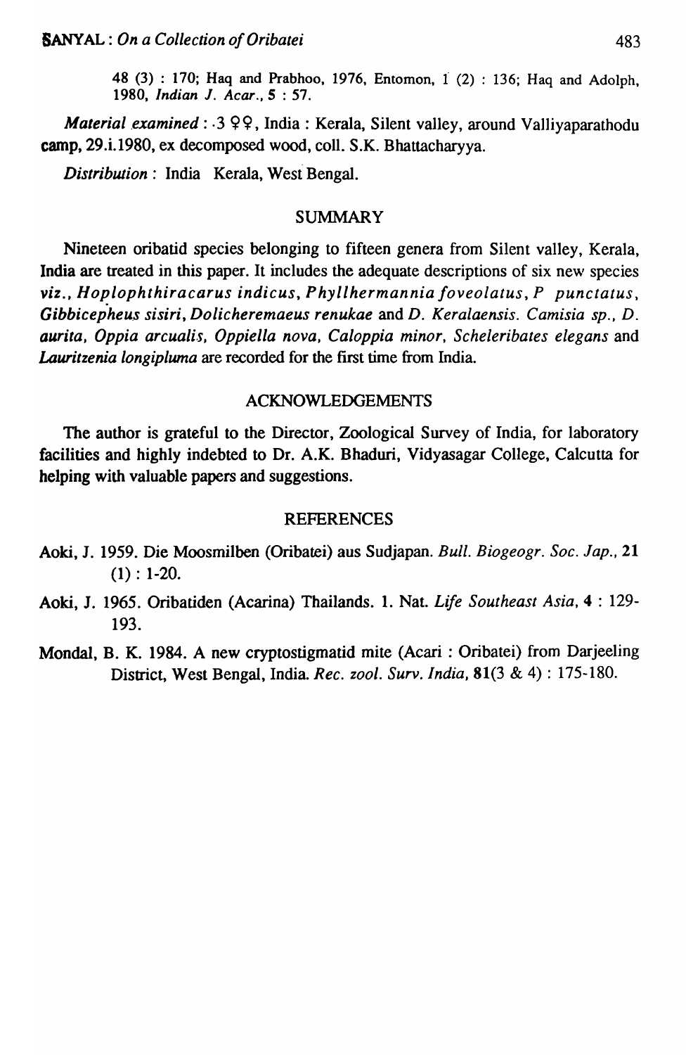48 (3) : 170; Haq and Prabhoo, 1976, Entomon, 1 (2) : 136; Haq and Adolph, 1980, *Indian J. Acar.*, 5 : 57.

*Material examined* : 3 ♀♀, India : Kerala, Silent valley, around Valliyaparathodu camp, 29.i.1980, ex decomposed wood, coll. S.K. Bhattacharyya.

*Distribution* : India Kerala, West Bengal.

## SUMMARY

Nineteen oribatid species belonging to fifteen genera from Silent valley, Kerala, India are treated in this paper. It includes the adequate descriptions of six new species *viz.*, *Hoplophthiracarus indicus*, *Phyllhermannia foveolatus*, *P punctatus*, *Gibbicepheus sisiri*, *Dolicheremaeus renukae* and *D. Keralaensis*. *Camisia sp.*, *D. aurita*, *Oppia arcualis*, *Oppiella nova*, *Caloppia minor*, *Scheleribates elegans* and *Lauritzenia longipluma* are recorded for the first time from India.

## ACKNOWLEDGEMENTS

The author is grateful to the Director, Zoological Survey of India, for laboratory facilities and highly indebted to Dr. A.K. Bhaduri, Vidyasagar College, Calcutta for helping with valuable papers and suggestions.

## REFERENCES

Aoki, J. 1959. Die Moosmilben (Oribatei) aus Sudjapan. *Bull. Biogeogr. Soc. Jap.*, **21** (1) : 1-20.

Aoki, J. 1965. Oribatiden (Acarina) Thailands. 1. Nat. *Life Southeast Asia*, **4** : 129-193.

Mondal, B. K. 1984. A new cryptostigmatid mite (Acari : Oribatei) from Darjeeling District, West Bengal, India. *Rec. zool. Surv. India*, **81**(3 & 4) : 175-180.